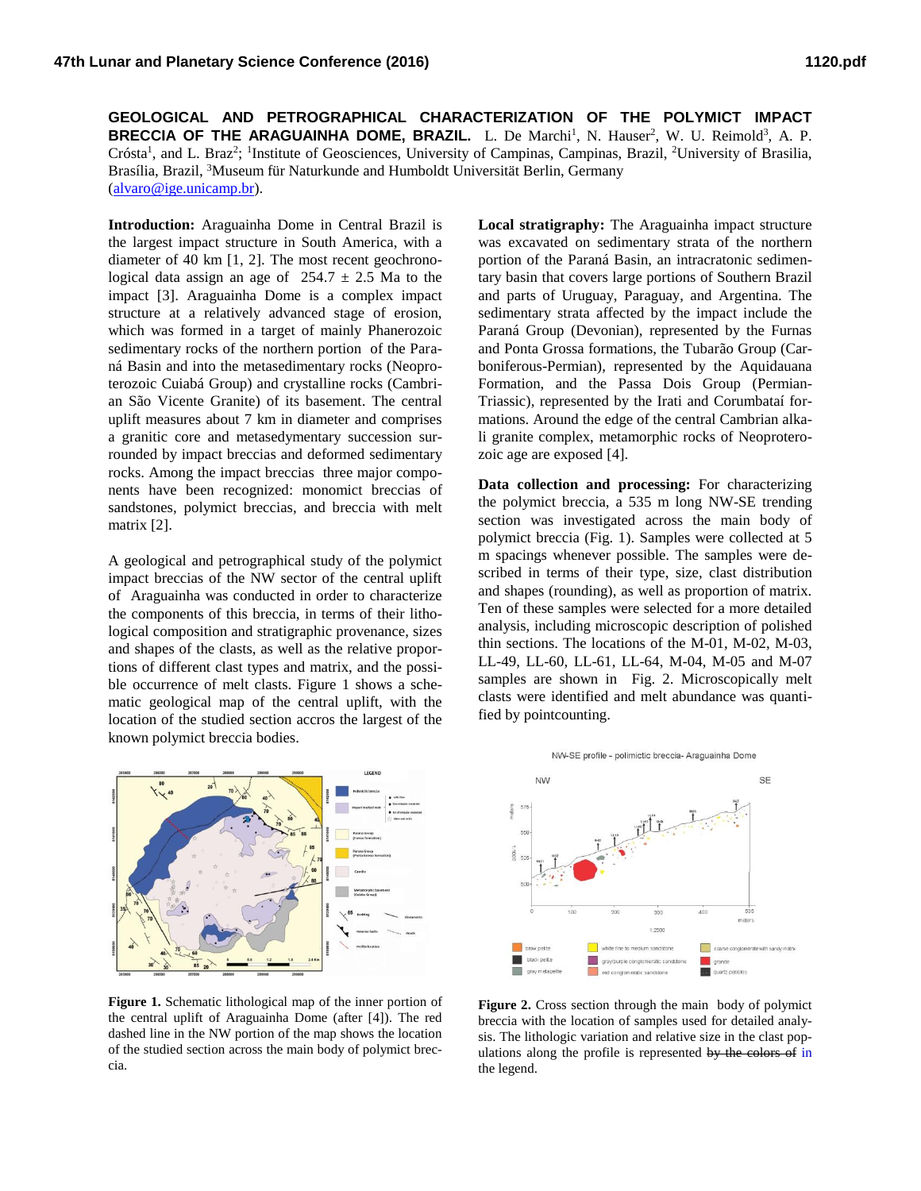**GEOLOGICAL AND PETROGRAPHICAL CHARACTERIZATION OF THE POLYMICT IMPACT BRECCIA OF THE ARAGUAINHA DOME, BRAZIL.** L. De Marchi[1], N. Hauser[2], W. U. Reimold[3], A. P. Crósta[1], and L. Braz[2]; [1]Institute of Geosciences, University of Campinas, Campinas, Brazil, [2]University of Brasilia, Brasília, Brazil, [3]Museum für Naturkunde and Humboldt Universität Berlin, Germany (alvaro@ige.unicamp.br).

**Introduction:** Araguainha Dome in Central Brazil is the largest impact structure in South America, with a diameter of 40 km [1, 2]. The most recent geochronological data assign an age of 254.7 ± 2.5 Ma to the impact [3]. Araguainha Dome is a complex impact structure at a relatively advanced stage of erosion, which was formed in a target of mainly Phanerozoic sedimentary rocks of the northern portion of the Paraná Basin and into the metasedimentary rocks (Neoproterozoic Cuiabá Group) and crystalline rocks (Cambrian São Vicente Granite) of its basement. The central uplift measures about 7 km in diameter and comprises a granitic core and metasedymentary succession surrounded by impact breccias and deformed sedimentary rocks. Among the impact breccias three major components have been recognized: monomict breccias of sandstones, polymict breccias, and breccia with melt matrix [2].

A geological and petrographical study of the polymict impact breccias of the NW sector of the central uplift of Araguainha was conducted in order to characterize the components of this breccia, in terms of their lithological composition and stratigraphic provenance, sizes and shapes of the clasts, as well as the relative proportions of different clast types and matrix, and the possible occurrence of melt clasts. Figure 1 shows a schematic geological map of the central uplift, with the location of the studied section accros the largest of the known polymict breccia bodies.

Figure 1. Schematic lithological map of the inner portion of the central uplift of Araguainha Dome (after [4]). The red dashed line in the NW portion of the map shows the location of the studied section across the main body of polymict breccia.

**Local stratigraphy:** The Araguainha impact structure was excavated on sedimentary strata of the northern portion of the Paraná Basin, an intracratonic sedimentary basin that covers large portions of Southern Brazil and parts of Uruguay, Paraguay, and Argentina. The sedimentary strata affected by the impact include the Paraná Group (Devonian), represented by the Furnas and Ponta Grossa formations, the Tubarão Group (Carboniferous-Permian), represented by the Aquidauana Formation, and the Passa Dois Group (Permian-Triassic), represented by the Irati and Corumbataí formations. Around the edge of the central Cambrian alkali granite complex, metamorphic rocks of Neoproterozoic age are exposed [4].

**Data collection and processing:** For characterizing the polymict breccia, a 535 m long NW-SE trending section was investigated across the main body of polymict breccia (Fig. 1). Samples were collected at 5 m spacings whenever possible. The samples were described in terms of their type, size, clast distribution and shapes (rounding), as well as proportion of matrix. Ten of these samples were selected for a more detailed analysis, including microscopic description of polished thin sections. The locations of the M-01, M-02, M-03, LL-49, LL-60, LL-61, LL-64, M-04, M-05 and M-07 samples are shown in Fig. 2. Microscopically melt clasts were identified and melt abundance was quantified by pointcounting.

Figure 2. Cross section through the main body of polymict breccia with the location of samples used for detailed analysis. The lithologic variation and relative size in the clast populations along the profile is represented ~~by the colors of~~ in the legend.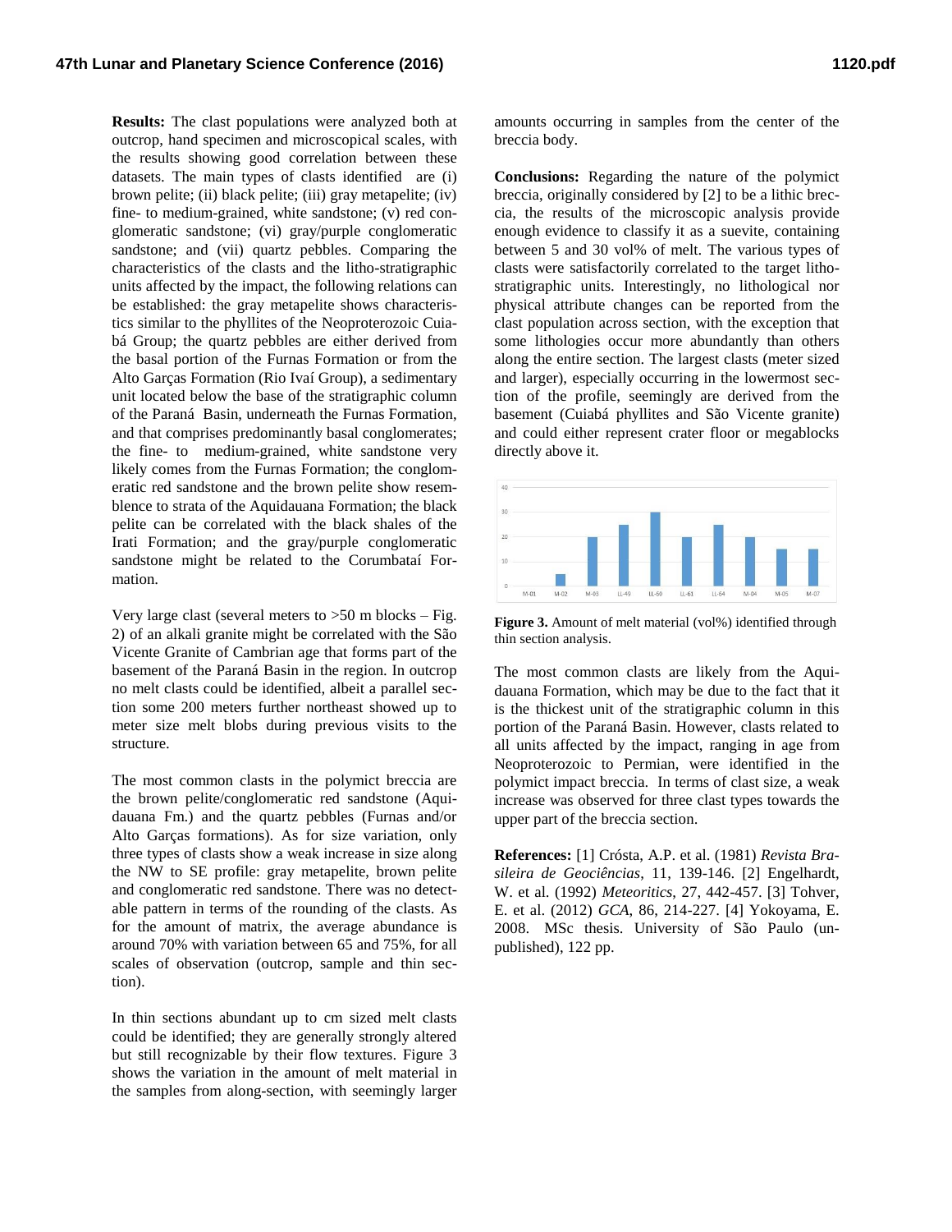**Results:** The clast populations were analyzed both at outcrop, hand specimen and microscopical scales, with the results showing good correlation between these datasets. The main types of clasts identified are (i) brown pelite; (ii) black pelite; (iii) gray metapelite; (iv) fine- to medium-grained, white sandstone; (v) red conglomeratic sandstone; (vi) gray/purple conglomeratic sandstone; and (vii) quartz pebbles. Comparing the characteristics of the clasts and the litho-stratigraphic units affected by the impact, the following relations can be established: the gray metapelite shows characteristics similar to the phyllites of the Neoproterozoic Cuiabá Group; the quartz pebbles are either derived from the basal portion of the Furnas Formation or from the Alto Garças Formation (Rio Ivaí Group), a sedimentary unit located below the base of the stratigraphic column of the Paraná Basin, underneath the Furnas Formation, and that comprises predominantly basal conglomerates; the fine- to medium-grained, white sandstone very likely comes from the Furnas Formation; the conglomeratic red sandstone and the brown pelite show resemblence to strata of the Aquidauana Formation; the black pelite can be correlated with the black shales of the Irati Formation; and the gray/purple conglomeratic sandstone might be related to the Corumbataí Formation.

Very large clast (several meters to >50 m blocks – Fig. 2) of an alkali granite might be correlated with the São Vicente Granite of Cambrian age that forms part of the basement of the Paraná Basin in the region. In outcrop no melt clasts could be identified, albeit a parallel section some 200 meters further northeast showed up to meter size melt blobs during previous visits to the structure.

The most common clasts in the polymict breccia are the brown pelite/conglomeratic red sandstone (Aquidauana Fm.) and the quartz pebbles (Furnas and/or Alto Garças formations). As for size variation, only three types of clasts show a weak increase in size along the NW to SE profile: gray metapelite, brown pelite and conglomeratic red sandstone. There was no detectable pattern in terms of the rounding of the clasts. As for the amount of matrix, the average abundance is around 70% with variation between 65 and 75%, for all scales of observation (outcrop, sample and thin section).

In thin sections abundant up to cm sized melt clasts could be identified; they are generally strongly altered but still recognizable by their flow textures. Figure 3 shows the variation in the amount of melt material in the samples from along-section, with seemingly larger amounts occurring in samples from the center of the breccia body.

**Conclusions:** Regarding the nature of the polymict breccia, originally considered by [2] to be a lithic breccia, the results of the microscopic analysis provide enough evidence to classify it as a suevite, containing between 5 and 30 vol% of melt. The various types of clasts were satisfactorily correlated to the target lithostratigraphic units. Interestingly, no lithological nor physical attribute changes can be reported from the clast population across section, with the exception that some lithologies occur more abundantly than others along the entire section. The largest clasts (meter sized and larger), especially occurring in the lowermost section of the profile, seemingly are derived from the basement (Cuiabá phyllites and São Vicente granite) and could either represent crater floor or megablocks directly above it.

40
30
20
10
0
M-01 M-02 M-03 LL-49 LL-60 LL-61 LL-64 M-04 M-05 M-07

**Figure 3.** Amount of melt material (vol%) identified through thin section analysis.

The most common clasts are likely from the Aquidauana Formation, which may be due to the fact that it is the thickest unit of the stratigraphic column in this portion of the Paraná Basin. However, clasts related to all units affected by the impact, ranging in age from Neoproterozoic to Permian, were identified in the polymict impact breccia. In terms of clast size, a weak increase was observed for three clast types towards the upper part of the breccia section.

**References:** [1] Crósta, A.P. et al. (1981) *Revista Brasileira de Geociências*, 11, 139-146. [2] Engelhardt, W. et al. (1992) *Meteoritics*, 27, 442-457. [3] Tohver, E. et al. (2012) *GCA*, 86, 214-227. [4] Yokoyama, E. 2008. MSc thesis. University of São Paulo (unpublished), 122 pp.